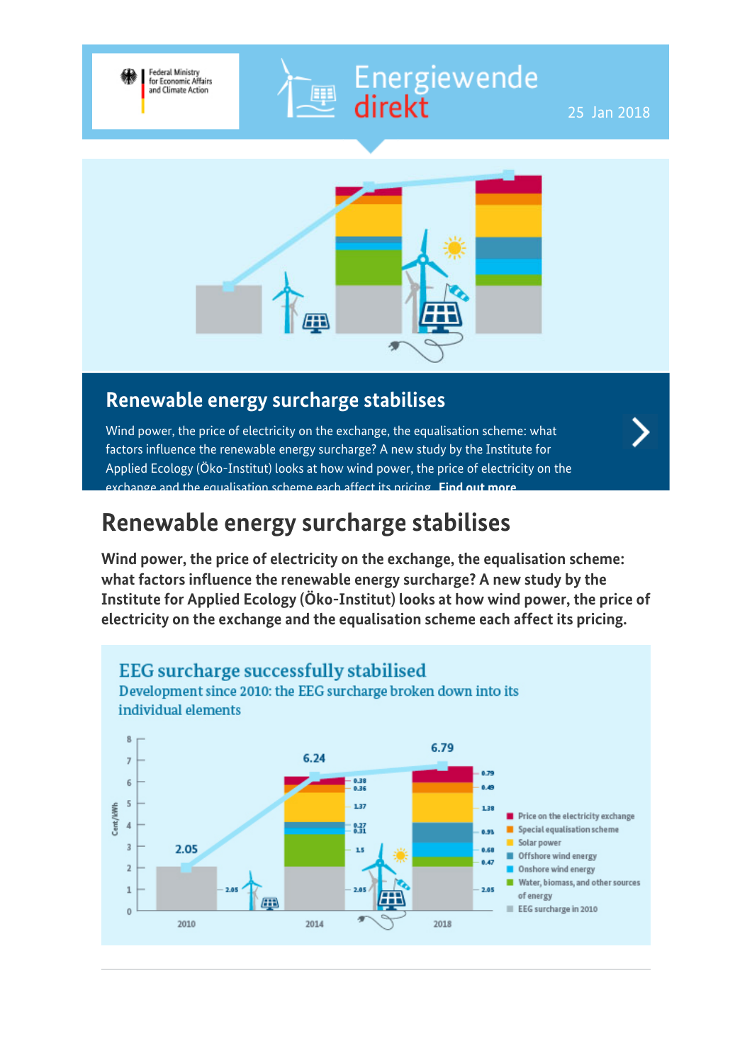Federal Ministry for Economic Affairs and Climate Action

# Energiewende direkt

25 Jan 2018

## Renewable energy surcharge stabilises

Wind power, the price of electricity on the exchange, the equalisation scheme: what factors influence the renewable energy surcharge? A new study by the Institute for Applied Ecology (Öko-Institut) looks at how wind power, the price of electricity on the exchange and the equalisation scheme each affect its pricing. **Find out more**

# Renewable energy surcharge stabilises

**Wind power, the price of electricity on the exchange, the equalisation scheme: what factors influence the renewable energy surcharge? A new study by the Institute for Applied Ecology (Öko-Institut) looks at how wind power, the price of electricity on the exchange and the equalisation scheme each affect its pricing.**

**EEG surcharge successfully stabilised**

Development since 2010: the EEG surcharge broken down into its individual elements

Cent/kWh

| Element | 2010 | 2014 | 2018 |
|---|---|---|---|
| Price on the electricity exchange | | 0.38 | 0.79 |
| Special equalisation scheme | | 0.36 | 0.49 |
| Solar power | | 1.37 | 1.38 |
| Offshore wind energy | | 0.27 | 0.93 |
| Onshore wind energy | | 0.31 | 0.68 |
| Water, biomass, and other sources of energy | | 1.5 | 0.47 |
| EEG surcharge in 2010 | 2.05 | 2.05 | 2.05 |
| **Total** | **2.05** | **6.24** | **6.79** |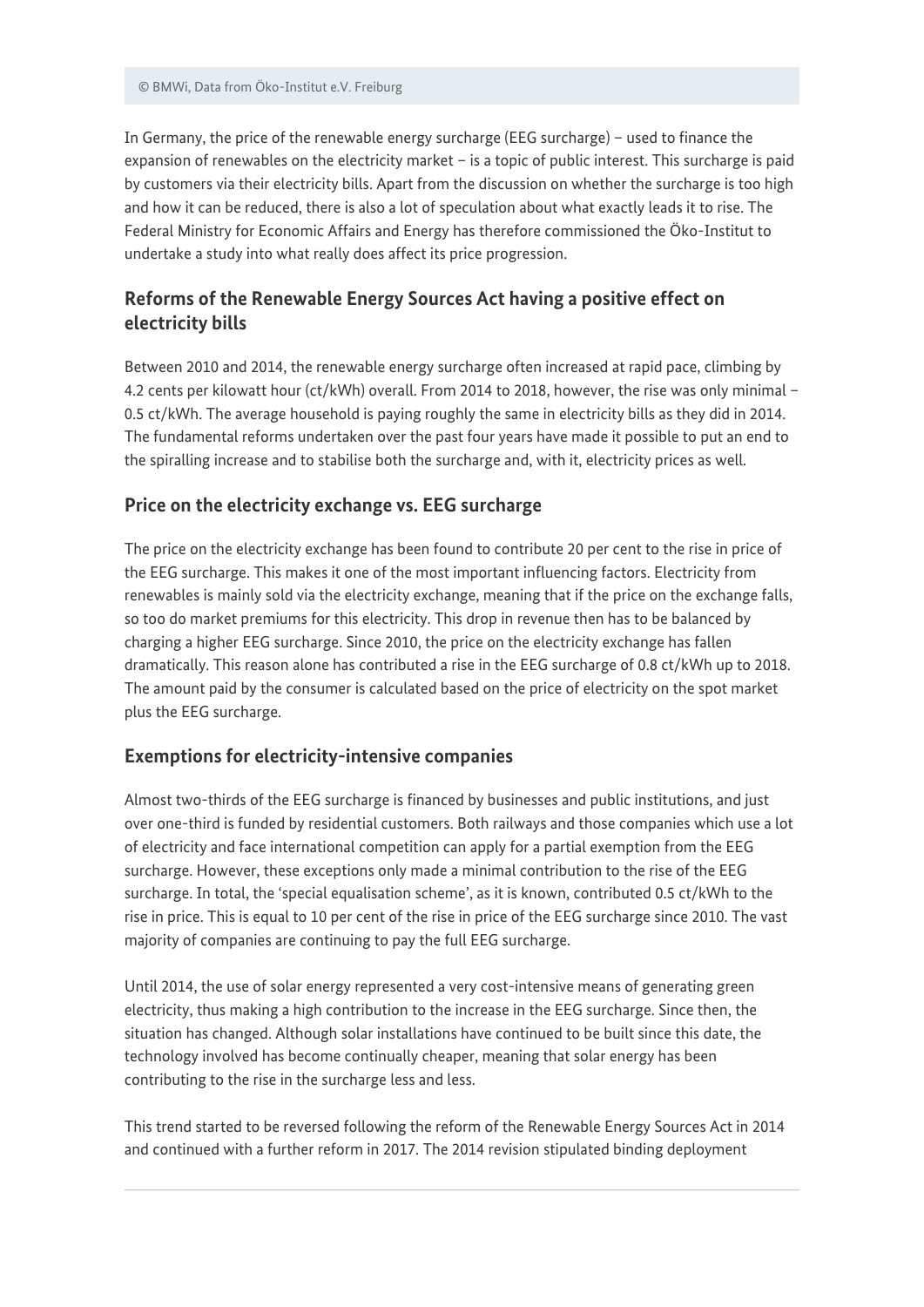© BMWi, Data from Öko-Institut e.V. Freiburg

In Germany, the price of the renewable energy surcharge (EEG surcharge) – used to finance the expansion of renewables on the electricity market – is a topic of public interest. This surcharge is paid by customers via their electricity bills. Apart from the discussion on whether the surcharge is too high and how it can be reduced, there is also a lot of speculation about what exactly leads it to rise. The Federal Ministry for Economic Affairs and Energy has therefore commissioned the Öko-Institut to undertake a study into what really does affect its price progression.

## Reforms of the Renewable Energy Sources Act having a positive effect on electricity bills

Between 2010 and 2014, the renewable energy surcharge often increased at rapid pace, climbing by 4.2 cents per kilowatt hour (ct/kWh) overall. From 2014 to 2018, however, the rise was only minimal – 0.5 ct/kWh. The average household is paying roughly the same in electricity bills as they did in 2014. The fundamental reforms undertaken over the past four years have made it possible to put an end to the spiralling increase and to stabilise both the surcharge and, with it, electricity prices as well.

## Price on the electricity exchange vs. EEG surcharge

The price on the electricity exchange has been found to contribute 20 per cent to the rise in price of the EEG surcharge. This makes it one of the most important influencing factors. Electricity from renewables is mainly sold via the electricity exchange, meaning that if the price on the exchange falls, so too do market premiums for this electricity. This drop in revenue then has to be balanced by charging a higher EEG surcharge. Since 2010, the price on the electricity exchange has fallen dramatically. This reason alone has contributed a rise in the EEG surcharge of 0.8 ct/kWh up to 2018. The amount paid by the consumer is calculated based on the price of electricity on the spot market plus the EEG surcharge.

## Exemptions for electricity-intensive companies

Almost two-thirds of the EEG surcharge is financed by businesses and public institutions, and just over one-third is funded by residential customers. Both railways and those companies which use a lot of electricity and face international competition can apply for a partial exemption from the EEG surcharge. However, these exceptions only made a minimal contribution to the rise of the EEG surcharge. In total, the 'special equalisation scheme', as it is known, contributed 0.5 ct/kWh to the rise in price. This is equal to 10 per cent of the rise in price of the EEG surcharge since 2010. The vast majority of companies are continuing to pay the full EEG surcharge.

Until 2014, the use of solar energy represented a very cost-intensive means of generating green electricity, thus making a high contribution to the increase in the EEG surcharge. Since then, the situation has changed. Although solar installations have continued to be built since this date, the technology involved has become continually cheaper, meaning that solar energy has been contributing to the rise in the surcharge less and less.

This trend started to be reversed following the reform of the Renewable Energy Sources Act in 2014 and continued with a further reform in 2017. The 2014 revision stipulated binding deployment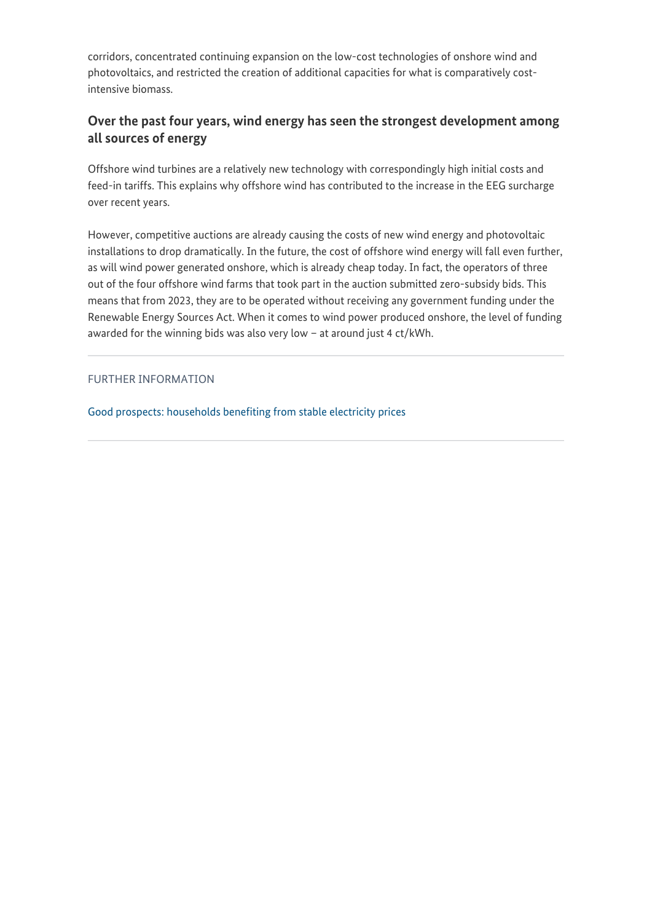corridors, concentrated continuing expansion on the low-cost technologies of onshore wind and photovoltaics, and restricted the creation of additional capacities for what is comparatively cost-intensive biomass.

## Over the past four years, wind energy has seen the strongest development among all sources of energy

Offshore wind turbines are a relatively new technology with correspondingly high initial costs and feed-in tariffs. This explains why offshore wind has contributed to the increase in the EEG surcharge over recent years.

However, competitive auctions are already causing the costs of new wind energy and photovoltaic installations to drop dramatically. In the future, the cost of offshore wind energy will fall even further, as will wind power generated onshore, which is already cheap today. In fact, the operators of three out of the four offshore wind farms that took part in the auction submitted zero-subsidy bids. This means that from 2023, they are to be operated without receiving any government funding under the Renewable Energy Sources Act. When it comes to wind power produced onshore, the level of funding awarded for the winning bids was also very low – at around just 4 ct/kWh.

---

FURTHER INFORMATION

Good prospects: households benefiting from stable electricity prices

---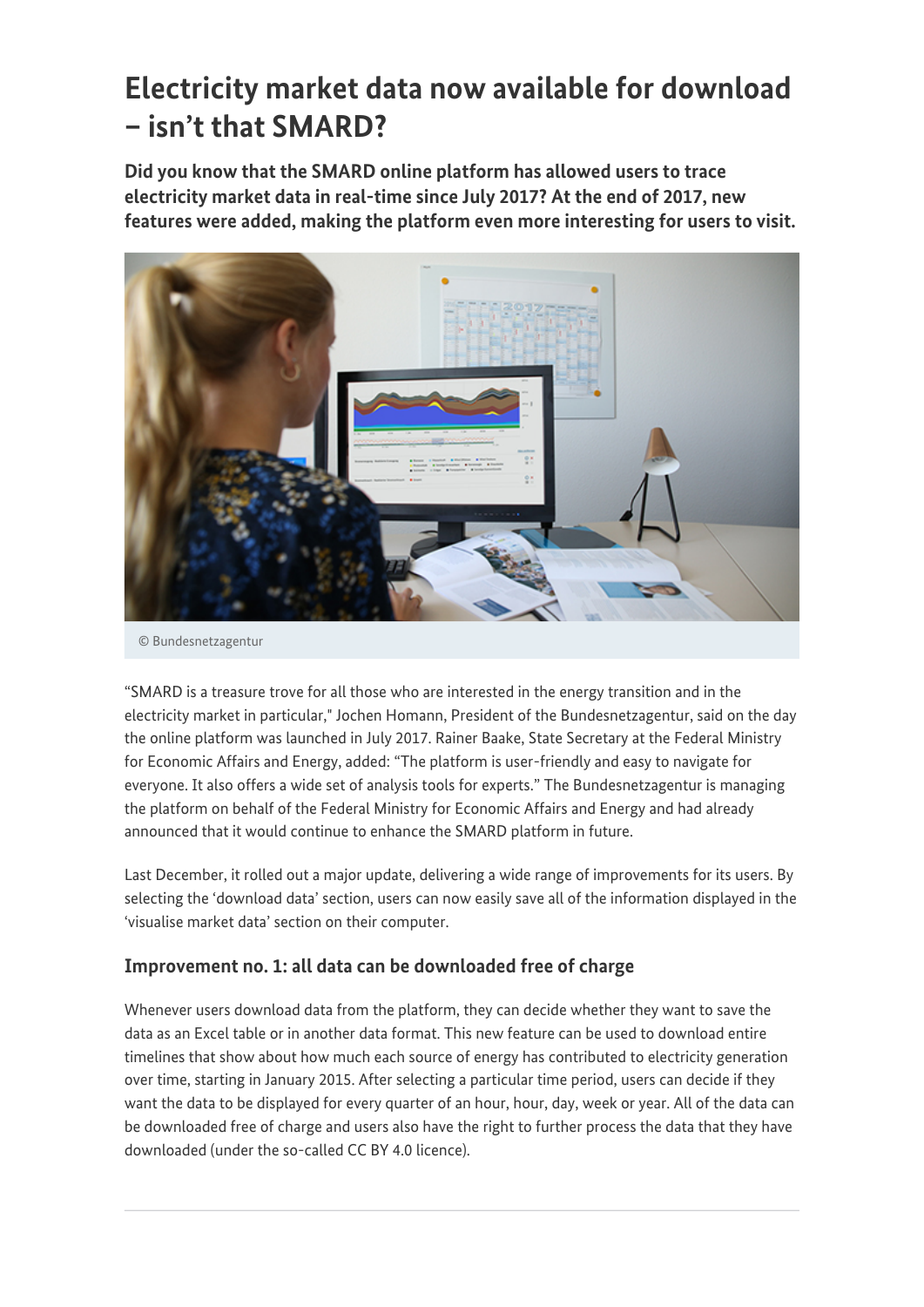# Electricity market data now available for download – isn't that SMARD?

**Did you know that the SMARD online platform has allowed users to trace electricity market data in real-time since July 2017? At the end of 2017, new features were added, making the platform even more interesting for users to visit.**

© Bundesnetzagentur

"SMARD is a treasure trove for all those who are interested in the energy transition and in the electricity market in particular," Jochen Homann, President of the Bundesnetzagentur, said on the day the online platform was launched in July 2017. Rainer Baake, State Secretary at the Federal Ministry for Economic Affairs and Energy, added: "The platform is user-friendly and easy to navigate for everyone. It also offers a wide set of analysis tools for experts." The Bundesnetzagentur is managing the platform on behalf of the Federal Ministry for Economic Affairs and Energy and had already announced that it would continue to enhance the SMARD platform in future.

Last December, it rolled out a major update, delivering a wide range of improvements for its users. By selecting the 'download data' section, users can now easily save all of the information displayed in the 'visualise market data' section on their computer.

### Improvement no. 1: all data can be downloaded free of charge

Whenever users download data from the platform, they can decide whether they want to save the data as an Excel table or in another data format. This new feature can be used to download entire timelines that show about how much each source of energy has contributed to electricity generation over time, starting in January 2015. After selecting a particular time period, users can decide if they want the data to be displayed for every quarter of an hour, hour, day, week or year. All of the data can be downloaded free of charge and users also have the right to further process the data that they have downloaded (under the so-called CC BY 4.0 licence).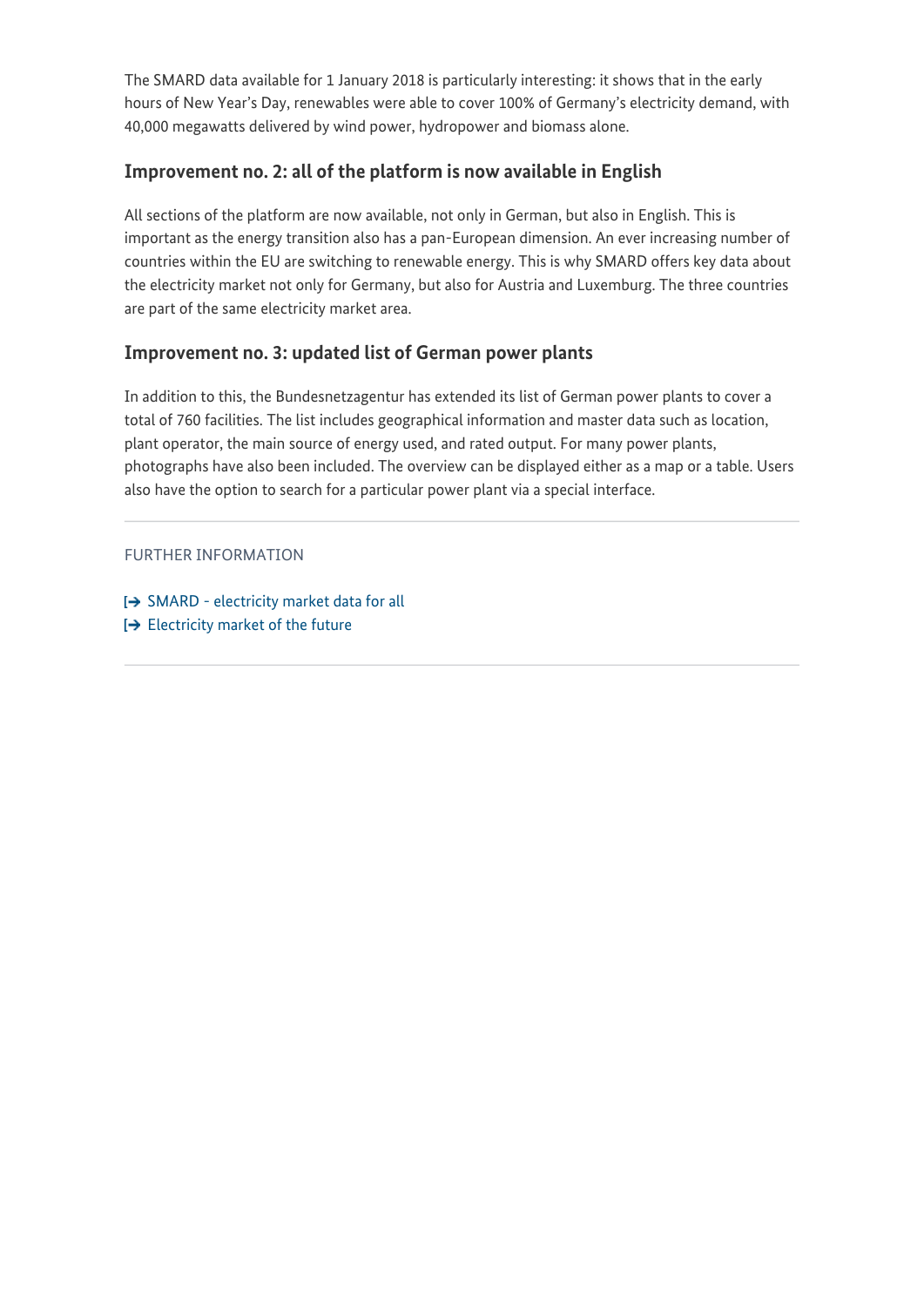The SMARD data available for 1 January 2018 is particularly interesting: it shows that in the early hours of New Year's Day, renewables were able to cover 100% of Germany's electricity demand, with 40,000 megawatts delivered by wind power, hydropower and biomass alone.

### Improvement no. 2: all of the platform is now available in English

All sections of the platform are now available, not only in German, but also in English. This is important as the energy transition also has a pan-European dimension. An ever increasing number of countries within the EU are switching to renewable energy. This is why SMARD offers key data about the electricity market not only for Germany, but also for Austria and Luxemburg. The three countries are part of the same electricity market area.

### Improvement no. 3: updated list of German power plants

In addition to this, the Bundesnetzagentur has extended its list of German power plants to cover a total of 760 facilities. The list includes geographical information and master data such as location, plant operator, the main source of energy used, and rated output. For many power plants, photographs have also been included. The overview can be displayed either as a map or a table. Users also have the option to search for a particular power plant via a special interface.

---

FURTHER INFORMATION

- SMARD - electricity market data for all
- Electricity market of the future

---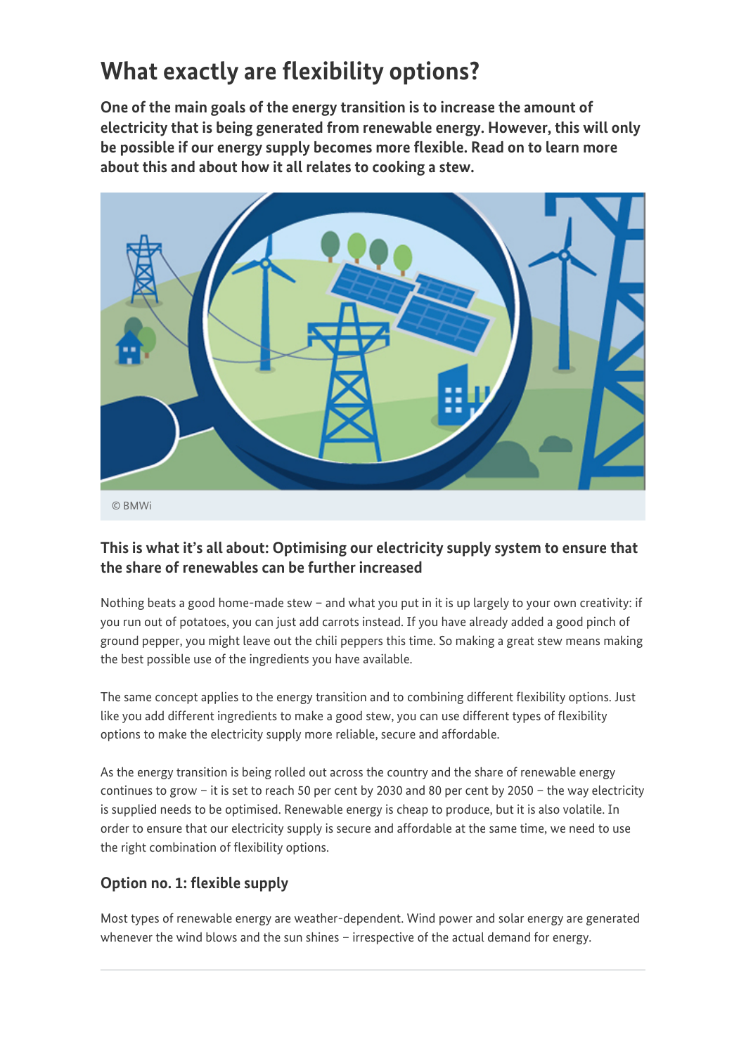# What exactly are flexibility options?

**One of the main goals of the energy transition is to increase the amount of electricity that is being generated from renewable energy. However, this will only be possible if our energy supply becomes more flexible. Read on to learn more about this and about how it all relates to cooking a stew.**

© BMWi

### This is what it's all about: Optimising our electricity supply system to ensure that the share of renewables can be further increased

Nothing beats a good home-made stew – and what you put in it is up largely to your own creativity: if you run out of potatoes, you can just add carrots instead. If you have already added a good pinch of ground pepper, you might leave out the chili peppers this time. So making a great stew means making the best possible use of the ingredients you have available.

The same concept applies to the energy transition and to combining different flexibility options. Just like you add different ingredients to make a good stew, you can use different types of flexibility options to make the electricity supply more reliable, secure and affordable.

As the energy transition is being rolled out across the country and the share of renewable energy continues to grow – it is set to reach 50 per cent by 2030 and 80 per cent by 2050 – the way electricity is supplied needs to be optimised. Renewable energy is cheap to produce, but it is also volatile. In order to ensure that our electricity supply is secure and affordable at the same time, we need to use the right combination of flexibility options.

### Option no. 1: flexible supply

Most types of renewable energy are weather-dependent. Wind power and solar energy are generated whenever the wind blows and the sun shines – irrespective of the actual demand for energy.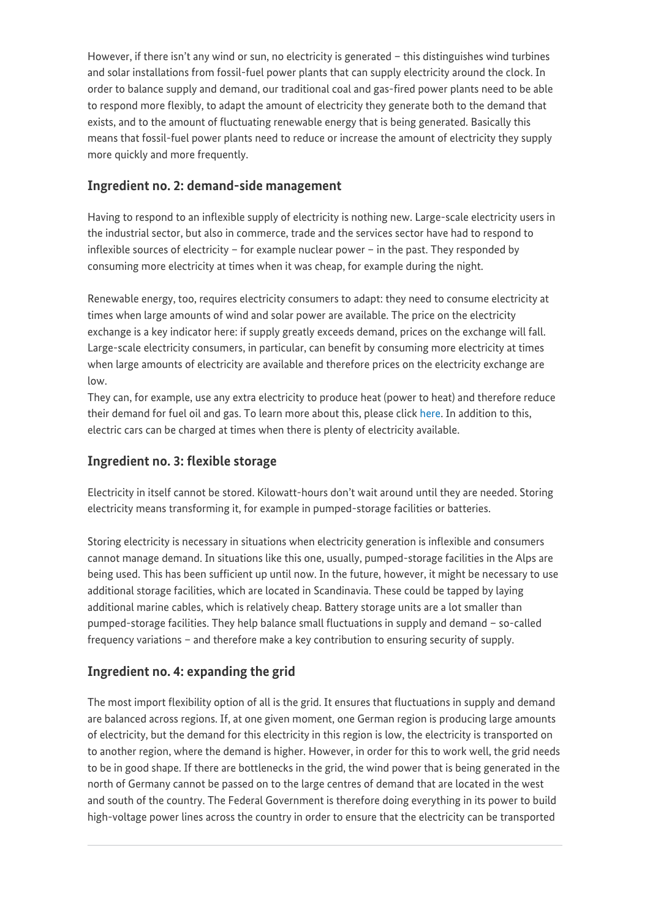However, if there isn't any wind or sun, no electricity is generated – this distinguishes wind turbines and solar installations from fossil-fuel power plants that can supply electricity around the clock. In order to balance supply and demand, our traditional coal and gas-fired power plants need to be able to respond more flexibly, to adapt the amount of electricity they generate both to the demand that exists, and to the amount of fluctuating renewable energy that is being generated. Basically this means that fossil-fuel power plants need to reduce or increase the amount of electricity they supply more quickly and more frequently.

### Ingredient no. 2: demand-side management

Having to respond to an inflexible supply of electricity is nothing new. Large-scale electricity users in the industrial sector, but also in commerce, trade and the services sector have had to respond to inflexible sources of electricity – for example nuclear power – in the past. They responded by consuming more electricity at times when it was cheap, for example during the night.

Renewable energy, too, requires electricity consumers to adapt: they need to consume electricity at times when large amounts of wind and solar power are available. The price on the electricity exchange is a key indicator here: if supply greatly exceeds demand, prices on the exchange will fall. Large-scale electricity consumers, in particular, can benefit by consuming more electricity at times when large amounts of electricity are available and therefore prices on the electricity exchange are low.
They can, for example, use any extra electricity to produce heat (power to heat) and therefore reduce their demand for fuel oil and gas. To learn more about this, please click here. In addition to this, electric cars can be charged at times when there is plenty of electricity available.

### Ingredient no. 3: flexible storage

Electricity in itself cannot be stored. Kilowatt-hours don't wait around until they are needed. Storing electricity means transforming it, for example in pumped-storage facilities or batteries.

Storing electricity is necessary in situations when electricity generation is inflexible and consumers cannot manage demand. In situations like this one, usually, pumped-storage facilities in the Alps are being used. This has been sufficient up until now. In the future, however, it might be necessary to use additional storage facilities, which are located in Scandinavia. These could be tapped by laying additional marine cables, which is relatively cheap. Battery storage units are a lot smaller than pumped-storage facilities. They help balance small fluctuations in supply and demand – so-called frequency variations – and therefore make a key contribution to ensuring security of supply.

### Ingredient no. 4: expanding the grid

The most import flexibility option of all is the grid. It ensures that fluctuations in supply and demand are balanced across regions. If, at one given moment, one German region is producing large amounts of electricity, but the demand for this electricity in this region is low, the electricity is transported on to another region, where the demand is higher. However, in order for this to work well, the grid needs to be in good shape. If there are bottlenecks in the grid, the wind power that is being generated in the north of Germany cannot be passed on to the large centres of demand that are located in the west and south of the country. The Federal Government is therefore doing everything in its power to build high-voltage power lines across the country in order to ensure that the electricity can be transported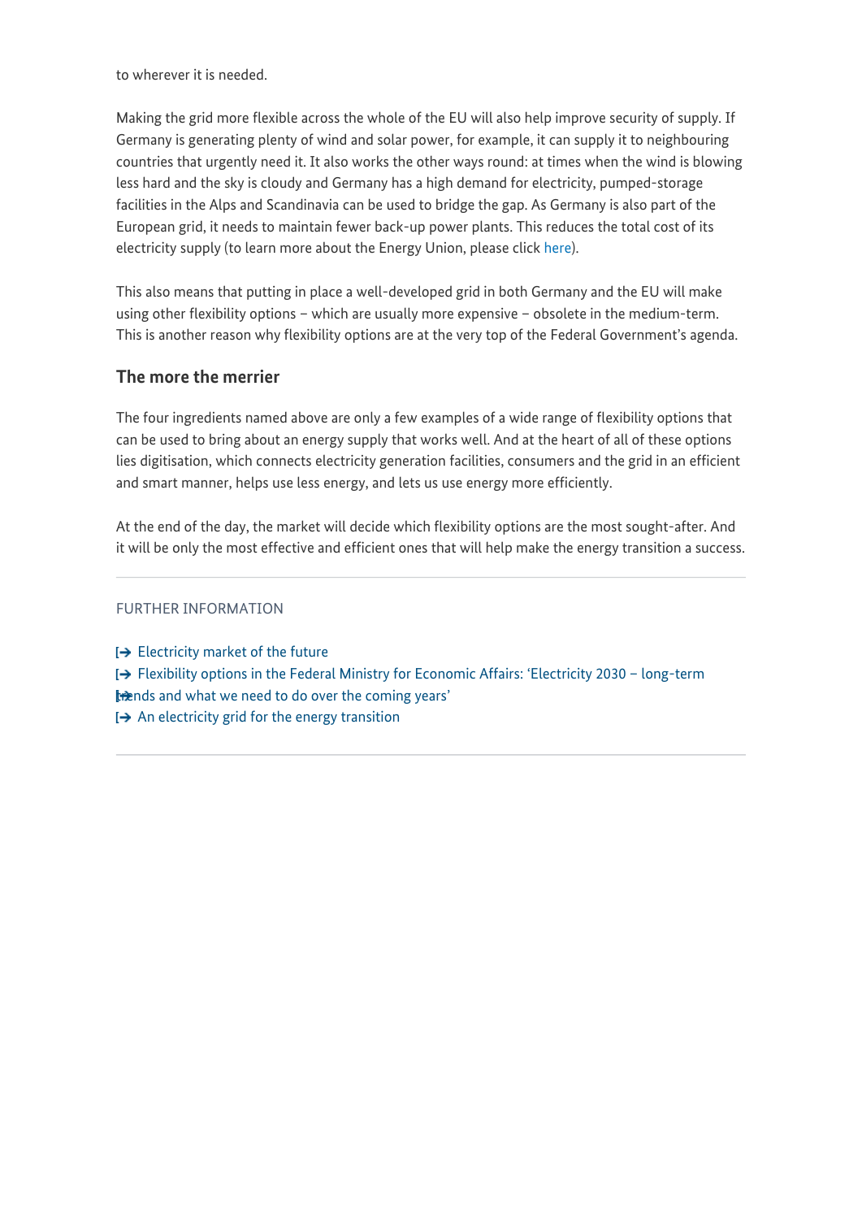to wherever it is needed.

Making the grid more flexible across the whole of the EU will also help improve security of supply. If Germany is generating plenty of wind and solar power, for example, it can supply it to neighbouring countries that urgently need it. It also works the other ways round: at times when the wind is blowing less hard and the sky is cloudy and Germany has a high demand for electricity, pumped-storage facilities in the Alps and Scandinavia can be used to bridge the gap. As Germany is also part of the European grid, it needs to maintain fewer back-up power plants. This reduces the total cost of its electricity supply (to learn more about the Energy Union, please click here).

This also means that putting in place a well-developed grid in both Germany and the EU will make using other flexibility options – which are usually more expensive – obsolete in the medium-term. This is another reason why flexibility options are at the very top of the Federal Government's agenda.

## The more the merrier

The four ingredients named above are only a few examples of a wide range of flexibility options that can be used to bring about an energy supply that works well. And at the heart of all of these options lies digitisation, which connects electricity generation facilities, consumers and the grid in an efficient and smart manner, helps use less energy, and lets us use energy more efficiently.

At the end of the day, the market will decide which flexibility options are the most sought-after. And it will be only the most effective and efficient ones that will help make the energy transition a success.

---

FURTHER INFORMATION

- Electricity market of the future
- Flexibility options in the Federal Ministry for Economic Affairs: 'Electricity 2030 – long-term trends and what we need to do over the coming years'
- An electricity grid for the energy transition

---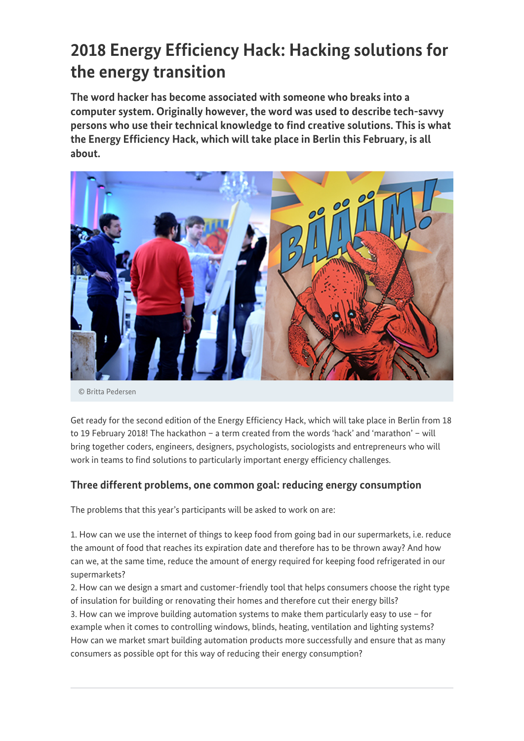# 2018 Energy Efficiency Hack: Hacking solutions for the energy transition

**The word hacker has become associated with someone who breaks into a computer system. Originally however, the word was used to describe tech-savvy persons who use their technical knowledge to find creative solutions. This is what the Energy Efficiency Hack, which will take place in Berlin this February, is all about.**

© Britta Pedersen

Get ready for the second edition of the Energy Efficiency Hack, which will take place in Berlin from 18 to 19 February 2018! The hackathon – a term created from the words 'hack' and 'marathon' – will bring together coders, engineers, designers, psychologists, sociologists and entrepreneurs who will work in teams to find solutions to particularly important energy efficiency challenges.

## Three different problems, one common goal: reducing energy consumption

The problems that this year's participants will be asked to work on are:

1. How can we use the internet of things to keep food from going bad in our supermarkets, i.e. reduce the amount of food that reaches its expiration date and therefore has to be thrown away? And how can we, at the same time, reduce the amount of energy required for keeping food refrigerated in our supermarkets?
2. How can we design a smart and customer-friendly tool that helps consumers choose the right type of insulation for building or renovating their homes and therefore cut their energy bills?
3. How can we improve building automation systems to make them particularly easy to use – for example when it comes to controlling windows, blinds, heating, ventilation and lighting systems? How can we market smart building automation products more successfully and ensure that as many consumers as possible opt for this way of reducing their energy consumption?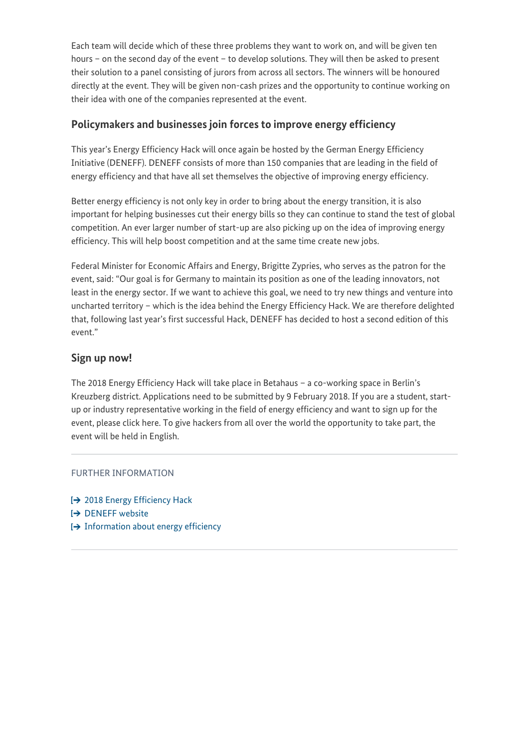Each team will decide which of these three problems they want to work on, and will be given ten hours – on the second day of the event – to develop solutions. They will then be asked to present their solution to a panel consisting of jurors from across all sectors. The winners will be honoured directly at the event. They will be given non-cash prizes and the opportunity to continue working on their idea with one of the companies represented at the event.

## Policymakers and businesses join forces to improve energy efficiency

This year's Energy Efficiency Hack will once again be hosted by the German Energy Efficiency Initiative (DENEFF). DENEFF consists of more than 150 companies that are leading in the field of energy efficiency and that have all set themselves the objective of improving energy efficiency.

Better energy efficiency is not only key in order to bring about the energy transition, it is also important for helping businesses cut their energy bills so they can continue to stand the test of global competition. An ever larger number of start-up are also picking up on the idea of improving energy efficiency. This will help boost competition and at the same time create new jobs.

Federal Minister for Economic Affairs and Energy, Brigitte Zypries, who serves as the patron for the event, said: "Our goal is for Germany to maintain its position as one of the leading innovators, not least in the energy sector. If we want to achieve this goal, we need to try new things and venture into uncharted territory – which is the idea behind the Energy Efficiency Hack. We are therefore delighted that, following last year's first successful Hack, DENEFF has decided to host a second edition of this event."

## Sign up now!

The 2018 Energy Efficiency Hack will take place in Betahaus – a co-working space in Berlin's Kreuzberg district. Applications need to be submitted by 9 February 2018. If you are a student, start-up or industry representative working in the field of energy efficiency and want to sign up for the event, please click here. To give hackers from all over the world the opportunity to take part, the event will be held in English.

---

FURTHER INFORMATION

- 2018 Energy Efficiency Hack
- DENEFF website
- Information about energy efficiency

---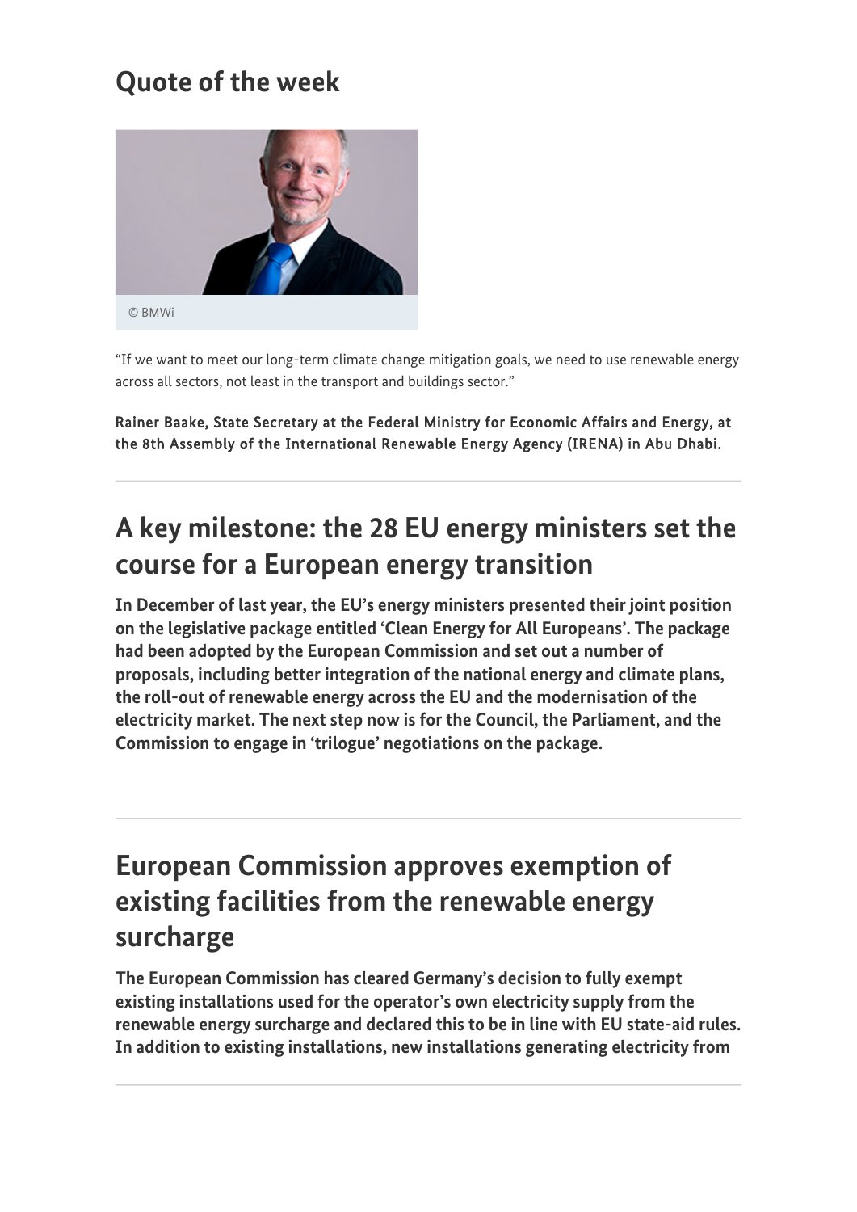## Quote of the week

© BMWi

"If we want to meet our long-term climate change mitigation goals, we need to use renewable energy across all sectors, not least in the transport and buildings sector."

Rainer Baake, State Secretary at the Federal Ministry for Economic Affairs and Energy, at the 8th Assembly of the International Renewable Energy Agency (IRENA) in Abu Dhabi.

---

## A key milestone: the 28 EU energy ministers set the course for a European energy transition

**In December of last year, the EU's energy ministers presented their joint position on the legislative package entitled 'Clean Energy for All Europeans'. The package had been adopted by the European Commission and set out a number of proposals, including better integration of the national energy and climate plans, the roll-out of renewable energy across the EU and the modernisation of the electricity market. The next step now is for the Council, the Parliament, and the Commission to engage in 'trilogue' negotiations on the package.**

---

## European Commission approves exemption of existing facilities from the renewable energy surcharge

**The European Commission has cleared Germany's decision to fully exempt existing installations used for the operator's own electricity supply from the renewable energy surcharge and declared this to be in line with EU state-aid rules. In addition to existing installations, new installations generating electricity from**

---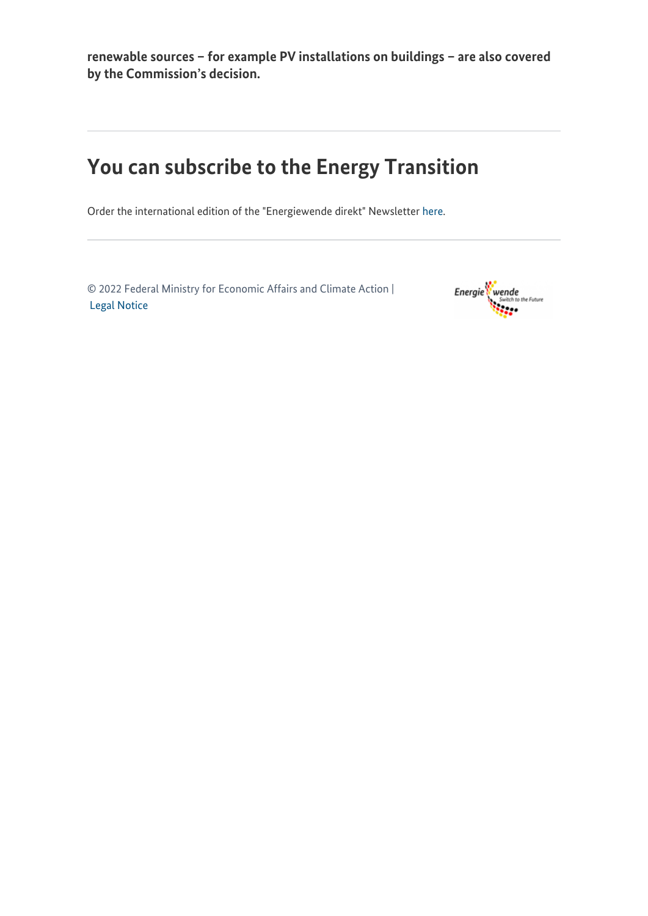**renewable sources – for example PV installations on buildings – are also covered by the Commission's decision.**

---

## You can subscribe to the Energy Transition

Order the international edition of the "Energiewende direkt" Newsletter here.

---

© 2022 Federal Ministry for Economic Affairs and Climate Action | Legal Notice